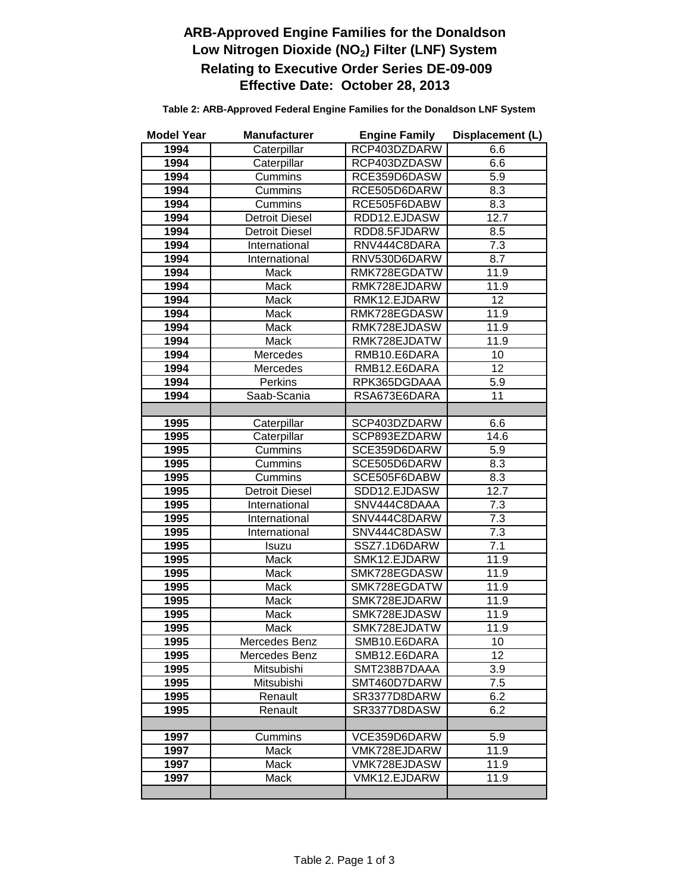# ARB-Approved Engine Families for the Donaldson Low Nitrogen Dioxide ($NO_2$) Filter (LNF) System

## Relating to Executive Order Series DE-09-009

## Effective Date: October 28, 2013

**Table 2: ARB-Approved Federal Engine Families for the Donaldson LNF System**

| Model Year | Manufacturer | Engine Family | Displacement (L) |
|---|---|---|---|
| 1994 | Caterpillar | RCP403DZDARW | 6.6 |
| 1994 | Caterpillar | RCP403DZDASW | 6.6 |
| 1994 | Cummins | RCE359D6DASW | 5.9 |
| 1994 | Cummins | RCE505D6DARW | 8.3 |
| 1994 | Cummins | RCE505F6DABW | 8.3 |
| 1994 | Detroit Diesel | RDD12.EJDASW | 12.7 |
| 1994 | Detroit Diesel | RDD8.5FJDARW | 8.5 |
| 1994 | International | RNV444C8DARA | 7.3 |
| 1994 | International | RNV530D6DARW | 8.7 |
| 1994 | Mack | RMK728EGDATW | 11.9 |
| 1994 | Mack | RMK728EJDARW | 11.9 |
| 1994 | Mack | RMK12.EJDARW | 12 |
| 1994 | Mack | RMK728EGDASW | 11.9 |
| 1994 | Mack | RMK728EJDASW | 11.9 |
| 1994 | Mack | RMK728EJDATW | 11.9 |
| 1994 | Mercedes | RMB10.E6DARA | 10 |
| 1994 | Mercedes | RMB12.E6DARA | 12 |
| 1994 | Perkins | RPK365DGDAAA | 5.9 |
| 1994 | Saab-Scania | RSA673E6DARA | 11 |
| | | | |
| 1995 | Caterpillar | SCP403DZDARW | 6.6 |
| 1995 | Caterpillar | SCP893EZDARW | 14.6 |
| 1995 | Cummins | SCE359D6DARW | 5.9 |
| 1995 | Cummins | SCE505D6DARW | 8.3 |
| 1995 | Cummins | SCE505F6DABW | 8.3 |
| 1995 | Detroit Diesel | SDD12.EJDASW | 12.7 |
| 1995 | International | SNV444C8DAAA | 7.3 |
| 1995 | International | SNV444C8DARW | 7.3 |
| 1995 | International | SNV444C8DASW | 7.3 |
| 1995 | Isuzu | SSZ7.1D6DARW | 7.1 |
| 1995 | Mack | SMK12.EJDARW | 11.9 |
| 1995 | Mack | SMK728EGDASW | 11.9 |
| 1995 | Mack | SMK728EGDATW | 11.9 |
| 1995 | Mack | SMK728EJDARW | 11.9 |
| 1995 | Mack | SMK728EJDASW | 11.9 |
| 1995 | Mack | SMK728EJDATW | 11.9 |
| 1995 | Mercedes Benz | SMB10.E6DARA | 10 |
| 1995 | Mercedes Benz | SMB12.E6DARA | 12 |
| 1995 | Mitsubishi | SMT238B7DAAA | 3.9 |
| 1995 | Mitsubishi | SMT460D7DARW | 7.5 |
| 1995 | Renault | SR3377D8DARW | 6.2 |
| 1995 | Renault | SR3377D8DASW | 6.2 |
| | | | |
| 1997 | Cummins | VCE359D6DARW | 5.9 |
| 1997 | Mack | VMK728EJDARW | 11.9 |
| 1997 | Mack | VMK728EJDASW | 11.9 |
| 1997 | Mack | VMK12.EJDARW | 11.9 |
| | | | |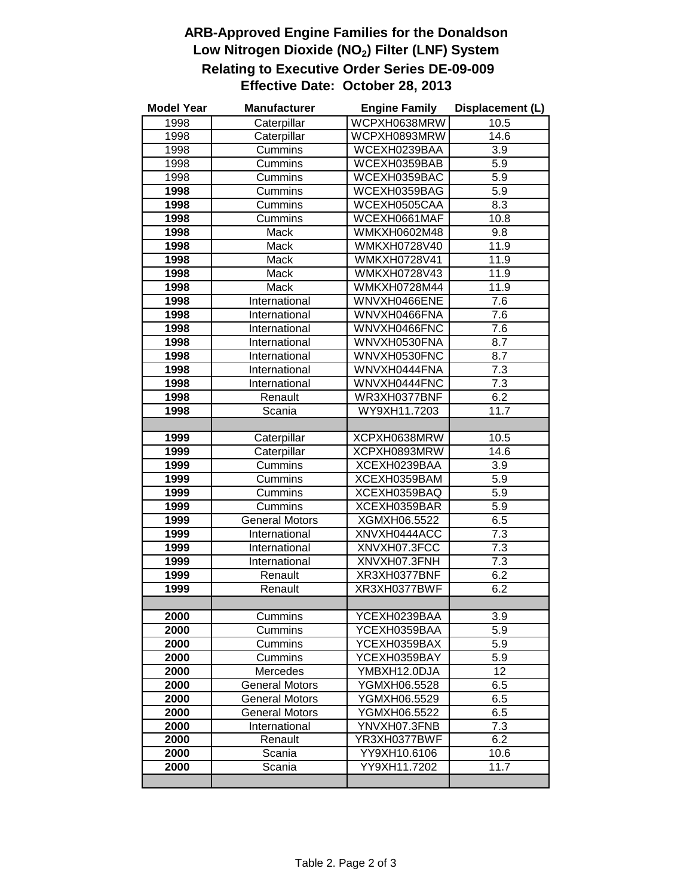# ARB-Approved Engine Families for the Donaldson Low Nitrogen Dioxide ($NO_2$) Filter (LNF) System

## Relating to Executive Order Series DE-09-009

## Effective Date: October 28, 2013

| Model Year | Manufacturer | Engine Family | Displacement (L) |
|---|---|---|---|
| 1998 | Caterpillar | WCPXH0638MRW | 10.5 |
| 1998 | Caterpillar | WCPXH0893MRW | 14.6 |
| 1998 | Cummins | WCEXH0239BAA | 3.9 |
| 1998 | Cummins | WCEXH0359BAB | 5.9 |
| 1998 | Cummins | WCEXH0359BAC | 5.9 |
| **1998** | Cummins | WCEXH0359BAG | 5.9 |
| **1998** | Cummins | WCEXH0505CAA | 8.3 |
| **1998** | Cummins | WCEXH0661MAF | 10.8 |
| **1998** | Mack | WMKXH0602M48 | 9.8 |
| **1998** | Mack | WMKXH0728V40 | 11.9 |
| **1998** | Mack | WMKXH0728V41 | 11.9 |
| **1998** | Mack | WMKXH0728V43 | 11.9 |
| **1998** | Mack | WMKXH0728M44 | 11.9 |
| **1998** | International | WNVXH0466ENE | 7.6 |
| **1998** | International | WNVXH0466FNA | 7.6 |
| **1998** | International | WNVXH0466FNC | 7.6 |
| **1998** | International | WNVXH0530FNA | 8.7 |
| **1998** | International | WNVXH0530FNC | 8.7 |
| **1998** | International | WNVXH0444FNA | 7.3 |
| **1998** | International | WNVXH0444FNC | 7.3 |
| **1998** | Renault | WR3XH0377BNF | 6.2 |
| **1998** | Scania | WY9XH11.7203 | 11.7 |
| | | | |
| **1999** | Caterpillar | XCPXH0638MRW | 10.5 |
| **1999** | Caterpillar | XCPXH0893MRW | 14.6 |
| **1999** | Cummins | XCEXH0239BAA | 3.9 |
| **1999** | Cummins | XCEXH0359BAM | 5.9 |
| **1999** | Cummins | XCEXH0359BAQ | 5.9 |
| **1999** | Cummins | XCEXH0359BAR | 5.9 |
| **1999** | General Motors | XGMXH06.5522 | 6.5 |
| **1999** | International | XNVXH0444ACC | 7.3 |
| **1999** | International | XNVXH07.3FCC | 7.3 |
| **1999** | International | XNVXH07.3FNH | 7.3 |
| **1999** | Renault | XR3XH0377BNF | 6.2 |
| **1999** | Renault | XR3XH0377BWF | 6.2 |
| | | | |
| **2000** | Cummins | YCEXH0239BAA | 3.9 |
| **2000** | Cummins | YCEXH0359BAA | 5.9 |
| **2000** | Cummins | YCEXH0359BAX | 5.9 |
| **2000** | Cummins | YCEXH0359BAY | 5.9 |
| **2000** | Mercedes | YMBXH12.0DJA | 12 |
| **2000** | General Motors | YGMXH06.5528 | 6.5 |
| **2000** | General Motors | YGMXH06.5529 | 6.5 |
| **2000** | General Motors | YGMXH06.5522 | 6.5 |
| **2000** | International | YNVXH07.3FNB | 7.3 |
| **2000** | Renault | YR3XH0377BWF | 6.2 |
| **2000** | Scania | YY9XH10.6106 | 10.6 |
| **2000** | Scania | YY9XH11.7202 | 11.7 |
| | | | |

Table 2. Page 2 of 3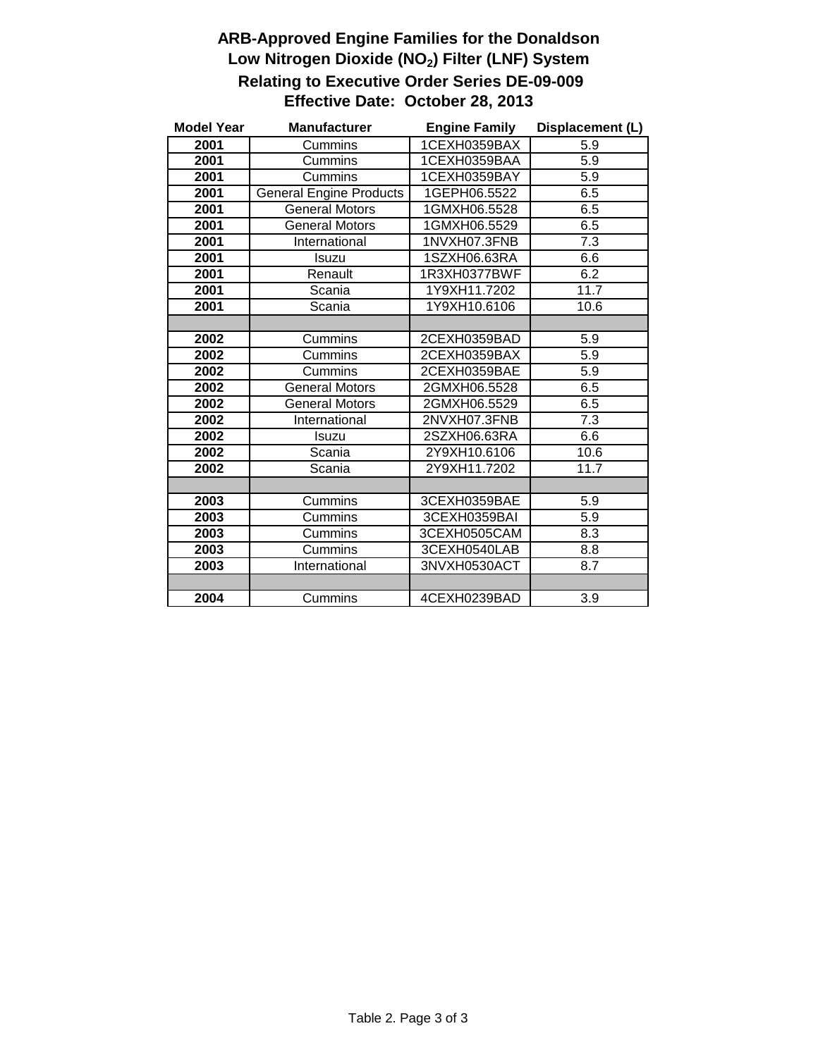# ARB-Approved Engine Families for the Donaldson Low Nitrogen Dioxide ($NO_2$) Filter (LNF) System Relating to Executive Order Series DE-09-009

## Effective Date: October 28, 2013

| Model Year | Manufacturer | Engine Family | Displacement (L) |
|---|---|---|---|
| **2001** | Cummins | 1CEXH0359BAX | 5.9 |
| **2001** | Cummins | 1CEXH0359BAA | 5.9 |
| **2001** | Cummins | 1CEXH0359BAY | 5.9 |
| **2001** | General Engine Products | 1GEPH06.5522 | 6.5 |
| **2001** | General Motors | 1GMXH06.5528 | 6.5 |
| **2001** | General Motors | 1GMXH06.5529 | 6.5 |
| **2001** | International | 1NVXH07.3FNB | 7.3 |
| **2001** | Isuzu | 1SZXH06.63RA | 6.6 |
| **2001** | Renault | 1R3XH0377BWF | 6.2 |
| **2001** | Scania | 1Y9XH11.7202 | 11.7 |
| **2001** | Scania | 1Y9XH10.6106 | 10.6 |
| | | | |
| **2002** | Cummins | 2CEXH0359BAD | 5.9 |
| **2002** | Cummins | 2CEXH0359BAX | 5.9 |
| **2002** | Cummins | 2CEXH0359BAE | 5.9 |
| **2002** | General Motors | 2GMXH06.5528 | 6.5 |
| **2002** | General Motors | 2GMXH06.5529 | 6.5 |
| **2002** | International | 2NVXH07.3FNB | 7.3 |
| **2002** | Isuzu | 2SZXH06.63RA | 6.6 |
| **2002** | Scania | 2Y9XH10.6106 | 10.6 |
| **2002** | Scania | 2Y9XH11.7202 | 11.7 |
| | | | |
| **2003** | Cummins | 3CEXH0359BAE | 5.9 |
| **2003** | Cummins | 3CEXH0359BAI | 5.9 |
| **2003** | Cummins | 3CEXH0505CAM | 8.3 |
| **2003** | Cummins | 3CEXH0540LAB | 8.8 |
| **2003** | International | 3NVXH0530ACT | 8.7 |
| | | | |
| **2004** | Cummins | 4CEXH0239BAD | 3.9 |

Table 2. Page 3 of 3